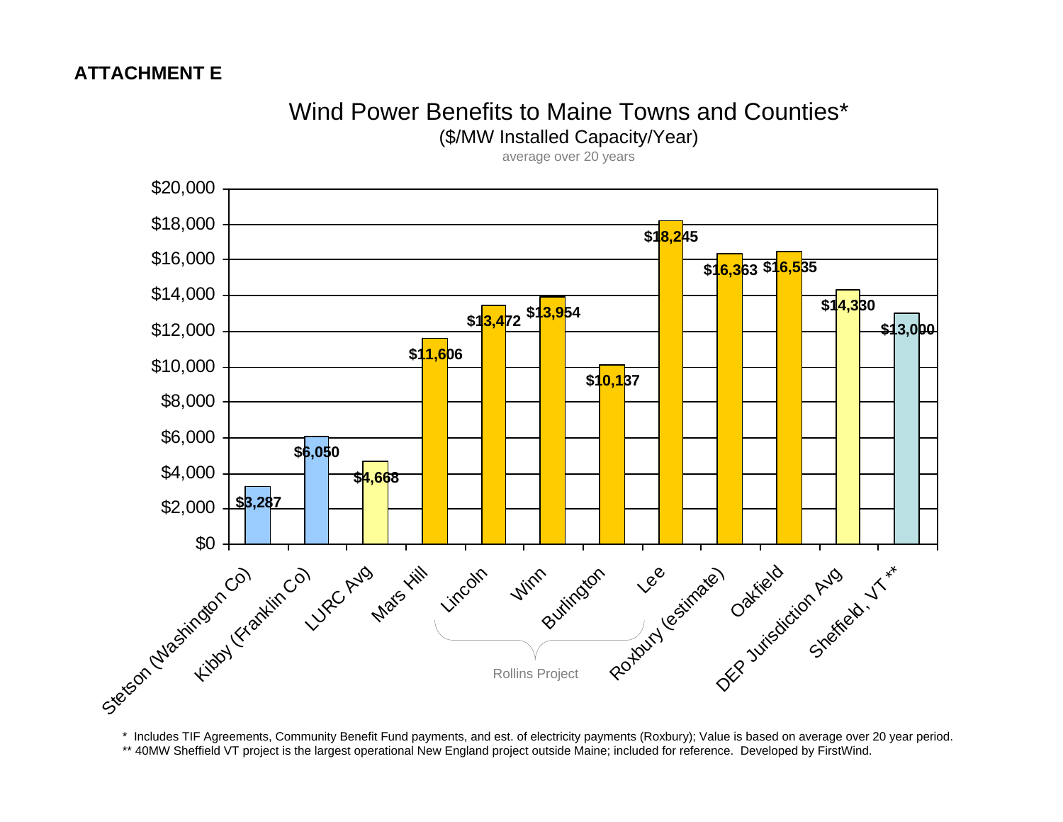**ATTACHMENT E**

## Wind Power Benefits to Maine Towns and Counties*

($/MW Installed Capacity/Year)

average over 20 years

| Location | $/MW Installed Capacity/Year |
|---|---|
| Stetson (Washington Co) | $3,287 |
| Kibby (Franklin Co) | $6,050 |
| LURC Avg | $4,668 |
| Mars Hill | $11,606 |
| Lincoln (Rollins Project) | $13,472 |
| Winn (Rollins Project) | $13,954 |
| Burlington (Rollins Project) | $10,137 |
| Lee (Rollins Project) | $18,245 |
| Roxbury (estimate) | $16,363 |
| Oakfield | $16,535 |
| DEP Jurisdiction Avg | $14,330 |
| Sheffield, VT ** | $13,000 |

\* Includes TIF Agreements, Community Benefit Fund payments, and est. of electricity payments (Roxbury); Value is based on average over 20 year period.

\*\* 40MW Sheffield VT project is the largest operational New England project outside Maine; included for reference. Developed by FirstWind.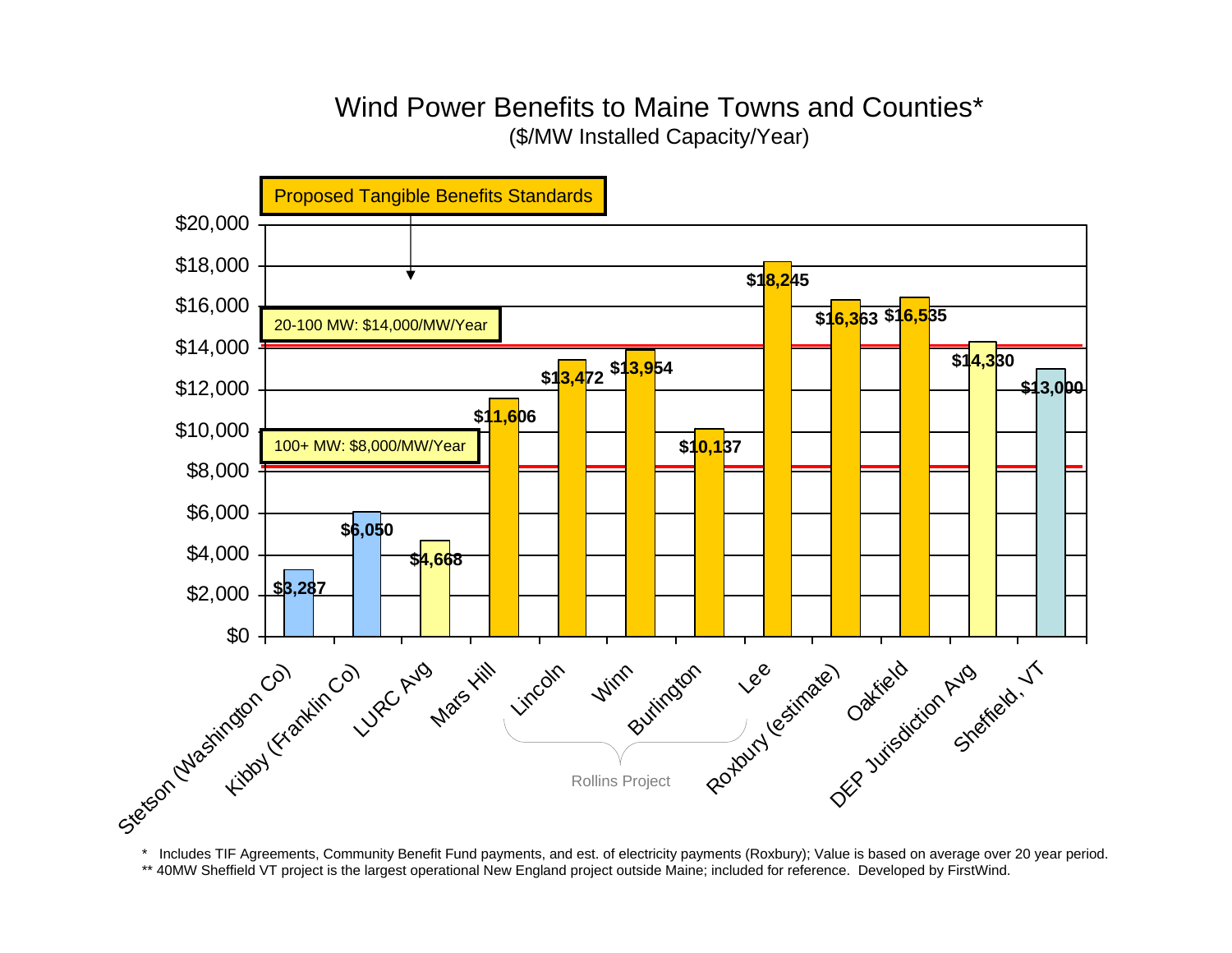# Wind Power Benefits to Maine Towns and Counties*

($/MW Installed Capacity/Year)

Proposed Tangible Benefits Standards

20-100 MW: $14,000/MW/Year

100+ MW: $8,000/MW/Year

$20,000
$18,000
$16,000
$14,000
$12,000
$10,000
$8,000
$6,000
$4,000
$2,000
$0

Stetson (Washington Co) $3,287
Kibby (Franklin Co) $6,050
LURC Avg $4,668
Mars Hill $11,606
Lincoln $13,472
Winn $13,954
Burlington $10,137
Lee $18,245
Roxbury (estimate) $16,363
Oakfield $16,535
DEP Jurisdiction Avg $14,330
Sheffield, VT $13,000

Rollins Project

\* Includes TIF Agreements, Community Benefit Fund payments, and est. of electricity payments (Roxbury); Value is based on average over 20 year period.

** 40MW Sheffield VT project is the largest operational New England project outside Maine; included for reference. Developed by FirstWind.